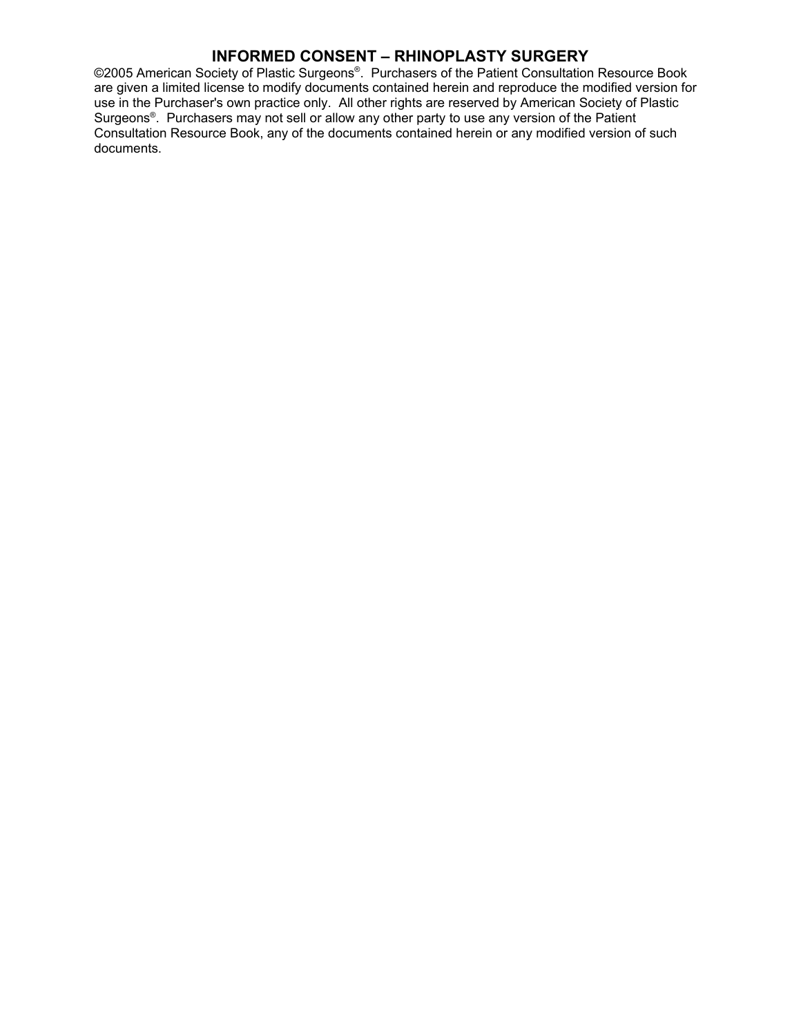# INFORMED CONSENT – RHINOPLASTY SURGERY

©2005 American Society of Plastic Surgeons®. Purchasers of the Patient Consultation Resource Book are given a limited license to modify documents contained herein and reproduce the modified version for use in the Purchaser's own practice only. All other rights are reserved by American Society of Plastic Surgeons®. Purchasers may not sell or allow any other party to use any version of the Patient Consultation Resource Book, any of the documents contained herein or any modified version of such documents.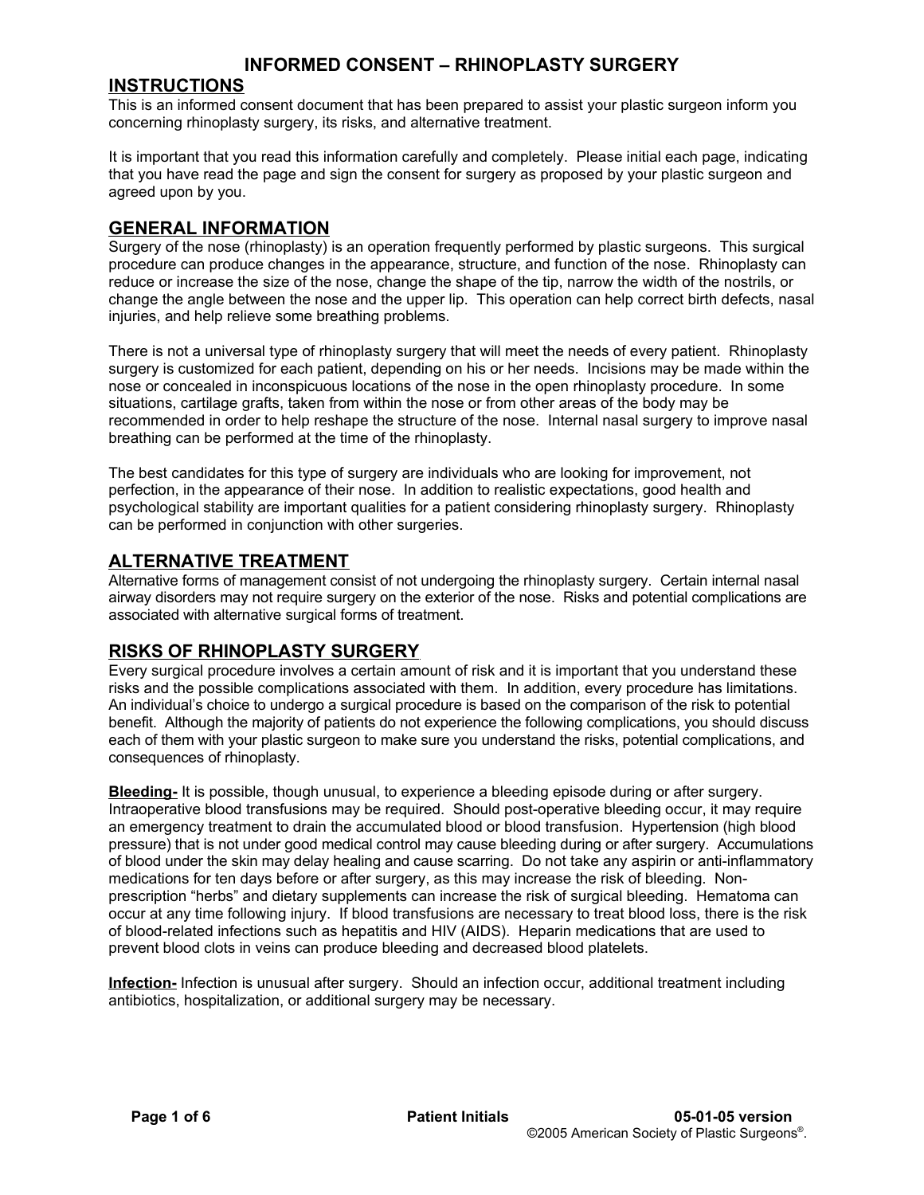# INFORMED CONSENT – RHINOPLASTY SURGERY

## INSTRUCTIONS

This is an informed consent document that has been prepared to assist your plastic surgeon inform you concerning rhinoplasty surgery, its risks, and alternative treatment.

It is important that you read this information carefully and completely. Please initial each page, indicating that you have read the page and sign the consent for surgery as proposed by your plastic surgeon and agreed upon by you.

## GENERAL INFORMATION

Surgery of the nose (rhinoplasty) is an operation frequently performed by plastic surgeons. This surgical procedure can produce changes in the appearance, structure, and function of the nose. Rhinoplasty can reduce or increase the size of the nose, change the shape of the tip, narrow the width of the nostrils, or change the angle between the nose and the upper lip. This operation can help correct birth defects, nasal injuries, and help relieve some breathing problems.

There is not a universal type of rhinoplasty surgery that will meet the needs of every patient. Rhinoplasty surgery is customized for each patient, depending on his or her needs. Incisions may be made within the nose or concealed in inconspicuous locations of the nose in the open rhinoplasty procedure. In some situations, cartilage grafts, taken from within the nose or from other areas of the body may be recommended in order to help reshape the structure of the nose. Internal nasal surgery to improve nasal breathing can be performed at the time of the rhinoplasty.

The best candidates for this type of surgery are individuals who are looking for improvement, not perfection, in the appearance of their nose. In addition to realistic expectations, good health and psychological stability are important qualities for a patient considering rhinoplasty surgery. Rhinoplasty can be performed in conjunction with other surgeries.

## ALTERNATIVE TREATMENT

Alternative forms of management consist of not undergoing the rhinoplasty surgery. Certain internal nasal airway disorders may not require surgery on the exterior of the nose. Risks and potential complications are associated with alternative surgical forms of treatment.

## RISKS OF RHINOPLASTY SURGERY

Every surgical procedure involves a certain amount of risk and it is important that you understand these risks and the possible complications associated with them. In addition, every procedure has limitations. An individual's choice to undergo a surgical procedure is based on the comparison of the risk to potential benefit. Although the majority of patients do not experience the following complications, you should discuss each of them with your plastic surgeon to make sure you understand the risks, potential complications, and consequences of rhinoplasty.

**Bleeding-** It is possible, though unusual, to experience a bleeding episode during or after surgery. Intraoperative blood transfusions may be required. Should post-operative bleeding occur, it may require an emergency treatment to drain the accumulated blood or blood transfusion. Hypertension (high blood pressure) that is not under good medical control may cause bleeding during or after surgery. Accumulations of blood under the skin may delay healing and cause scarring. Do not take any aspirin or anti-inflammatory medications for ten days before or after surgery, as this may increase the risk of bleeding. Non-prescription "herbs" and dietary supplements can increase the risk of surgical bleeding. Hematoma can occur at any time following injury. If blood transfusions are necessary to treat blood loss, there is the risk of blood-related infections such as hepatitis and HIV (AIDS). Heparin medications that are used to prevent blood clots in veins can produce bleeding and decreased blood platelets.

**Infection-** Infection is unusual after surgery. Should an infection occur, additional treatment including antibiotics, hospitalization, or additional surgery may be necessary.

Patient Initials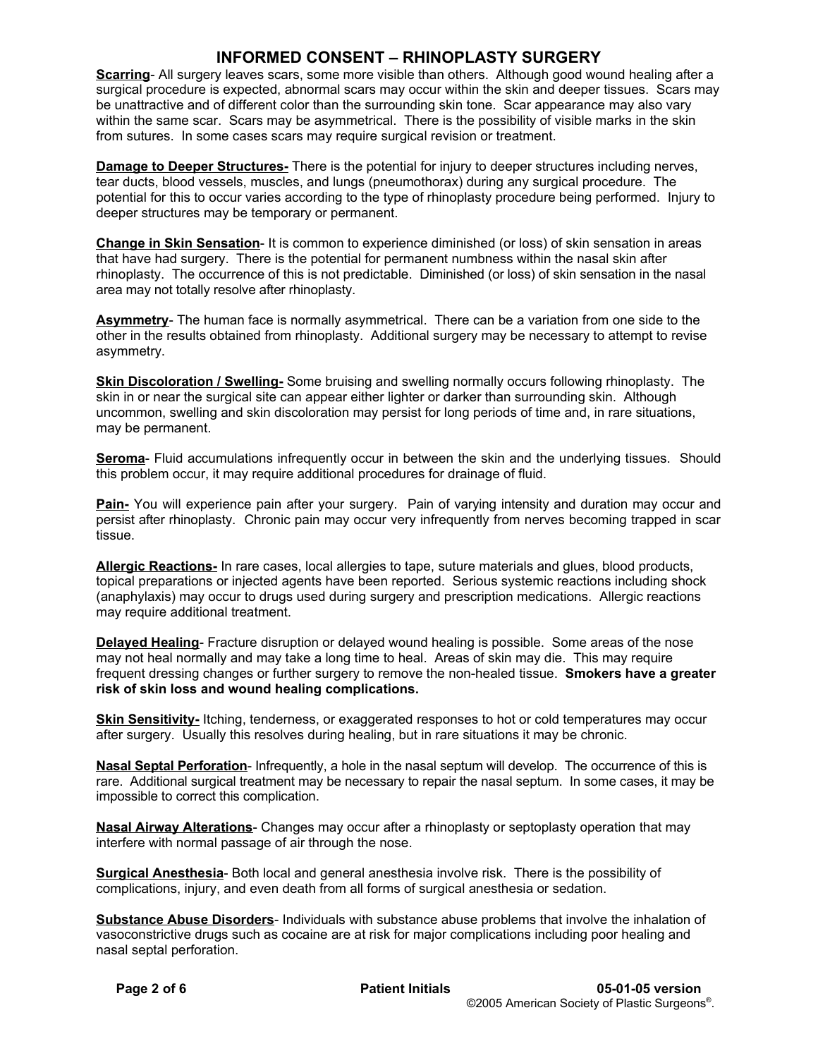# INFORMED CONSENT – RHINOPLASTY SURGERY

**Scarring**- All surgery leaves scars, some more visible than others. Although good wound healing after a surgical procedure is expected, abnormal scars may occur within the skin and deeper tissues. Scars may be unattractive and of different color than the surrounding skin tone. Scar appearance may also vary within the same scar. Scars may be asymmetrical. There is the possibility of visible marks in the skin from sutures. In some cases scars may require surgical revision or treatment.

**Damage to Deeper Structures-** There is the potential for injury to deeper structures including nerves, tear ducts, blood vessels, muscles, and lungs (pneumothorax) during any surgical procedure. The potential for this to occur varies according to the type of rhinoplasty procedure being performed. Injury to deeper structures may be temporary or permanent.

**Change in Skin Sensation**- It is common to experience diminished (or loss) of skin sensation in areas that have had surgery. There is the potential for permanent numbness within the nasal skin after rhinoplasty. The occurrence of this is not predictable. Diminished (or loss) of skin sensation in the nasal area may not totally resolve after rhinoplasty.

**Asymmetry**- The human face is normally asymmetrical. There can be a variation from one side to the other in the results obtained from rhinoplasty. Additional surgery may be necessary to attempt to revise asymmetry.

**Skin Discoloration / Swelling-** Some bruising and swelling normally occurs following rhinoplasty. The skin in or near the surgical site can appear either lighter or darker than surrounding skin. Although uncommon, swelling and skin discoloration may persist for long periods of time and, in rare situations, may be permanent.

**Seroma**- Fluid accumulations infrequently occur in between the skin and the underlying tissues. Should this problem occur, it may require additional procedures for drainage of fluid.

**Pain-** You will experience pain after your surgery. Pain of varying intensity and duration may occur and persist after rhinoplasty. Chronic pain may occur very infrequently from nerves becoming trapped in scar tissue.

**Allergic Reactions-** In rare cases, local allergies to tape, suture materials and glues, blood products, topical preparations or injected agents have been reported. Serious systemic reactions including shock (anaphylaxis) may occur to drugs used during surgery and prescription medications. Allergic reactions may require additional treatment.

**Delayed Healing**- Fracture disruption or delayed wound healing is possible. Some areas of the nose may not heal normally and may take a long time to heal. Areas of skin may die. This may require frequent dressing changes or further surgery to remove the non-healed tissue. **Smokers have a greater risk of skin loss and wound healing complications.**

**Skin Sensitivity-** Itching, tenderness, or exaggerated responses to hot or cold temperatures may occur after surgery. Usually this resolves during healing, but in rare situations it may be chronic.

**Nasal Septal Perforation**- Infrequently, a hole in the nasal septum will develop. The occurrence of this is rare. Additional surgical treatment may be necessary to repair the nasal septum. In some cases, it may be impossible to correct this complication.

**Nasal Airway Alterations**- Changes may occur after a rhinoplasty or septoplasty operation that may interfere with normal passage of air through the nose.

**Surgical Anesthesia**- Both local and general anesthesia involve risk. There is the possibility of complications, injury, and even death from all forms of surgical anesthesia or sedation.

**Substance Abuse Disorders**- Individuals with substance abuse problems that involve the inhalation of vasoconstrictive drugs such as cocaine are at risk for major complications including poor healing and nasal septal perforation.

**Patient Initials**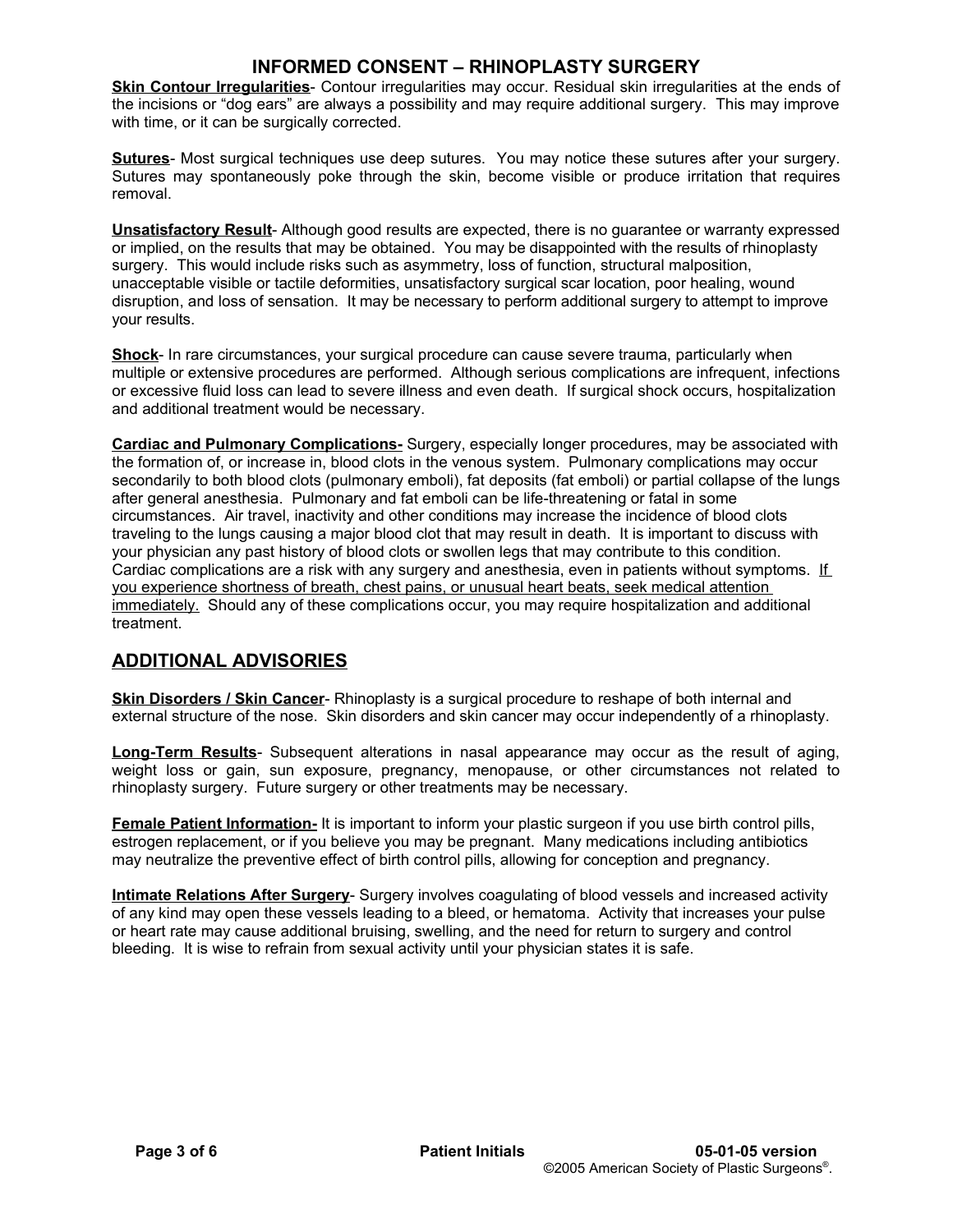**Skin Contour Irregularities**- Contour irregularities may occur. Residual skin irregularities at the ends of the incisions or "dog ears" are always a possibility and may require additional surgery. This may improve with time, or it can be surgically corrected.

**Sutures**- Most surgical techniques use deep sutures. You may notice these sutures after your surgery. Sutures may spontaneously poke through the skin, become visible or produce irritation that requires removal.

**Unsatisfactory Result**- Although good results are expected, there is no guarantee or warranty expressed or implied, on the results that may be obtained. You may be disappointed with the results of rhinoplasty surgery. This would include risks such as asymmetry, loss of function, structural malposition, unacceptable visible or tactile deformities, unsatisfactory surgical scar location, poor healing, wound disruption, and loss of sensation. It may be necessary to perform additional surgery to attempt to improve your results.

**Shock**- In rare circumstances, your surgical procedure can cause severe trauma, particularly when multiple or extensive procedures are performed. Although serious complications are infrequent, infections or excessive fluid loss can lead to severe illness and even death. If surgical shock occurs, hospitalization and additional treatment would be necessary.

**Cardiac and Pulmonary Complications-** Surgery, especially longer procedures, may be associated with the formation of, or increase in, blood clots in the venous system. Pulmonary complications may occur secondarily to both blood clots (pulmonary emboli), fat deposits (fat emboli) or partial collapse of the lungs after general anesthesia. Pulmonary and fat emboli can be life-threatening or fatal in some circumstances. Air travel, inactivity and other conditions may increase the incidence of blood clots traveling to the lungs causing a major blood clot that may result in death. It is important to discuss with your physician any past history of blood clots or swollen legs that may contribute to this condition. Cardiac complications are a risk with any surgery and anesthesia, even in patients without symptoms. If you experience shortness of breath, chest pains, or unusual heart beats, seek medical attention immediately. Should any of these complications occur, you may require hospitalization and additional treatment.

## ADDITIONAL ADVISORIES

**Skin Disorders / Skin Cancer**- Rhinoplasty is a surgical procedure to reshape of both internal and external structure of the nose. Skin disorders and skin cancer may occur independently of a rhinoplasty.

**Long-Term Results**- Subsequent alterations in nasal appearance may occur as the result of aging, weight loss or gain, sun exposure, pregnancy, menopause, or other circumstances not related to rhinoplasty surgery. Future surgery or other treatments may be necessary.

**Female Patient Information-** It is important to inform your plastic surgeon if you use birth control pills, estrogen replacement, or if you believe you may be pregnant. Many medications including antibiotics may neutralize the preventive effect of birth control pills, allowing for conception and pregnancy.

**Intimate Relations After Surgery**- Surgery involves coagulating of blood vessels and increased activity of any kind may open these vessels leading to a bleed, or hematoma. Activity that increases your pulse or heart rate may cause additional bruising, swelling, and the need for return to surgery and control bleeding. It is wise to refrain from sexual activity until your physician states it is safe.

Patient Initials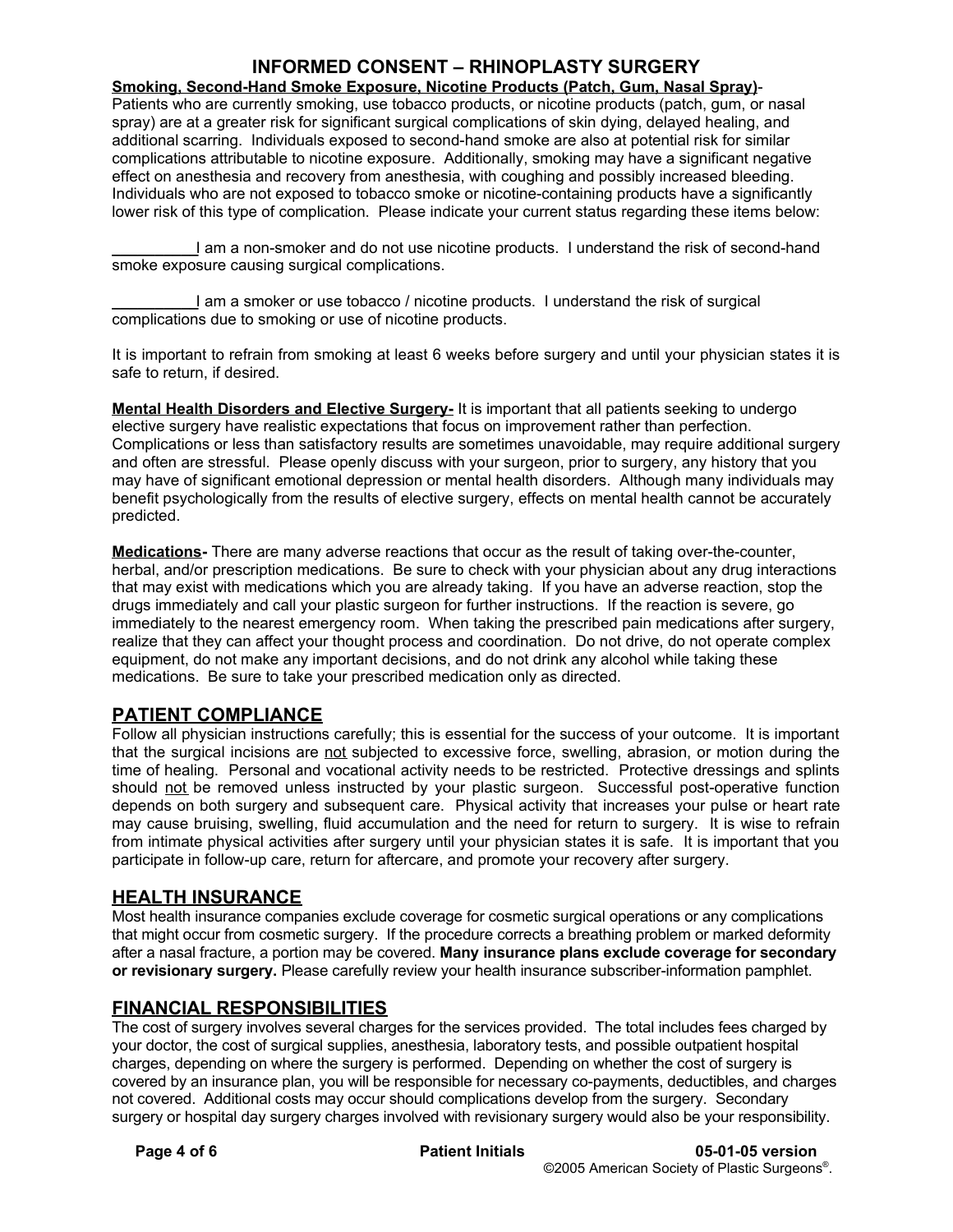**Smoking, Second-Hand Smoke Exposure, Nicotine Products (Patch, Gum, Nasal Spray)**- Patients who are currently smoking, use tobacco products, or nicotine products (patch, gum, or nasal spray) are at a greater risk for significant surgical complications of skin dying, delayed healing, and additional scarring. Individuals exposed to second-hand smoke are also at potential risk for similar complications attributable to nicotine exposure. Additionally, smoking may have a significant negative effect on anesthesia and recovery from anesthesia, with coughing and possibly increased bleeding. Individuals who are not exposed to tobacco smoke or nicotine-containing products have a significantly lower risk of this type of complication. Please indicate your current status regarding these items below:

__________I am a non-smoker and do not use nicotine products. I understand the risk of second-hand smoke exposure causing surgical complications.

__________I am a smoker or use tobacco / nicotine products. I understand the risk of surgical complications due to smoking or use of nicotine products.

It is important to refrain from smoking at least 6 weeks before surgery and until your physician states it is safe to return, if desired.

**Mental Health Disorders and Elective Surgery-** It is important that all patients seeking to undergo elective surgery have realistic expectations that focus on improvement rather than perfection. Complications or less than satisfactory results are sometimes unavoidable, may require additional surgery and often are stressful. Please openly discuss with your surgeon, prior to surgery, any history that you may have of significant emotional depression or mental health disorders. Although many individuals may benefit psychologically from the results of elective surgery, effects on mental health cannot be accurately predicted.

**Medications-** There are many adverse reactions that occur as the result of taking over-the-counter, herbal, and/or prescription medications. Be sure to check with your physician about any drug interactions that may exist with medications which you are already taking. If you have an adverse reaction, stop the drugs immediately and call your plastic surgeon for further instructions. If the reaction is severe, go immediately to the nearest emergency room. When taking the prescribed pain medications after surgery, realize that they can affect your thought process and coordination. Do not drive, do not operate complex equipment, do not make any important decisions, and do not drink any alcohol while taking these medications. Be sure to take your prescribed medication only as directed.

## PATIENT COMPLIANCE

Follow all physician instructions carefully; this is essential for the success of your outcome. It is important that the surgical incisions are not subjected to excessive force, swelling, abrasion, or motion during the time of healing. Personal and vocational activity needs to be restricted. Protective dressings and splints should not be removed unless instructed by your plastic surgeon. Successful post-operative function depends on both surgery and subsequent care. Physical activity that increases your pulse or heart rate may cause bruising, swelling, fluid accumulation and the need for return to surgery. It is wise to refrain from intimate physical activities after surgery until your physician states it is safe. It is important that you participate in follow-up care, return for aftercare, and promote your recovery after surgery.

## HEALTH INSURANCE

Most health insurance companies exclude coverage for cosmetic surgical operations or any complications that might occur from cosmetic surgery. If the procedure corrects a breathing problem or marked deformity after a nasal fracture, a portion may be covered. **Many insurance plans exclude coverage for secondary or revisionary surgery.** Please carefully review your health insurance subscriber-information pamphlet.

## FINANCIAL RESPONSIBILITIES

The cost of surgery involves several charges for the services provided. The total includes fees charged by your doctor, the cost of surgical supplies, anesthesia, laboratory tests, and possible outpatient hospital charges, depending on where the surgery is performed. Depending on whether the cost of surgery is covered by an insurance plan, you will be responsible for necessary co-payments, deductibles, and charges not covered. Additional costs may occur should complications develop from the surgery. Secondary surgery or hospital day surgery charges involved with revisionary surgery would also be your responsibility.

**Patient Initials**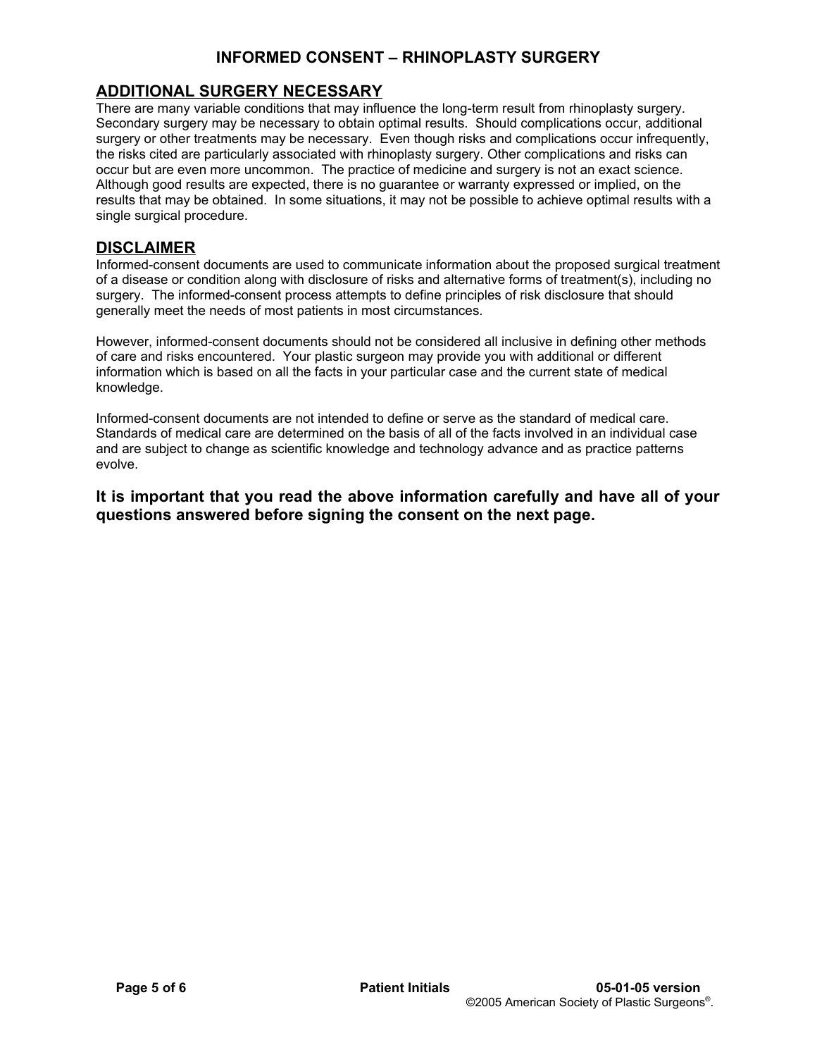## ADDITIONAL SURGERY NECESSARY

There are many variable conditions that may influence the long-term result from rhinoplasty surgery. Secondary surgery may be necessary to obtain optimal results. Should complications occur, additional surgery or other treatments may be necessary. Even though risks and complications occur infrequently, the risks cited are particularly associated with rhinoplasty surgery. Other complications and risks can occur but are even more uncommon. The practice of medicine and surgery is not an exact science. Although good results are expected, there is no guarantee or warranty expressed or implied, on the results that may be obtained. In some situations, it may not be possible to achieve optimal results with a single surgical procedure.

## DISCLAIMER

Informed-consent documents are used to communicate information about the proposed surgical treatment of a disease or condition along with disclosure of risks and alternative forms of treatment(s), including no surgery. The informed-consent process attempts to define principles of risk disclosure that should generally meet the needs of most patients in most circumstances.

However, informed-consent documents should not be considered all inclusive in defining other methods of care and risks encountered. Your plastic surgeon may provide you with additional or different information which is based on all the facts in your particular case and the current state of medical knowledge.

Informed-consent documents are not intended to define or serve as the standard of medical care. Standards of medical care are determined on the basis of all of the facts involved in an individual case and are subject to change as scientific knowledge and technology advance and as practice patterns evolve.

**It is important that you read the above information carefully and have all of your questions answered before signing the consent on the next page.**

Patient Initials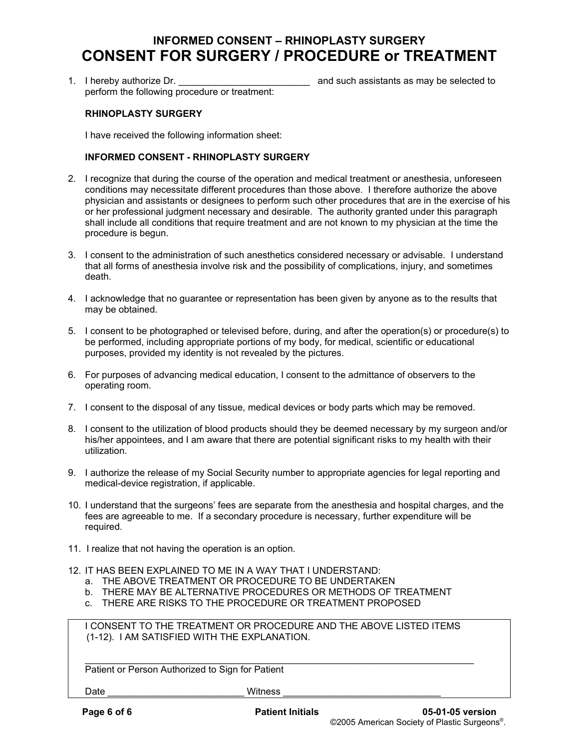# INFORMED CONSENT – RHINOPLASTY SURGERY

# CONSENT FOR SURGERY / PROCEDURE or TREATMENT

1. I hereby authorize Dr. _________________________ and such assistants as may be selected to perform the following procedure or treatment:

   **RHINOPLASTY SURGERY**

   I have received the following information sheet:

   **INFORMED CONSENT - RHINOPLASTY SURGERY**

2. I recognize that during the course of the operation and medical treatment or anesthesia, unforeseen conditions may necessitate different procedures than those above. I therefore authorize the above physician and assistants or designees to perform such other procedures that are in the exercise of his or her professional judgment necessary and desirable. The authority granted under this paragraph shall include all conditions that require treatment and are not known to my physician at the time the procedure is begun.

3. I consent to the administration of such anesthetics considered necessary or advisable. I understand that all forms of anesthesia involve risk and the possibility of complications, injury, and sometimes death.

4. I acknowledge that no guarantee or representation has been given by anyone as to the results that may be obtained.

5. I consent to be photographed or televised before, during, and after the operation(s) or procedure(s) to be performed, including appropriate portions of my body, for medical, scientific or educational purposes, provided my identity is not revealed by the pictures.

6. For purposes of advancing medical education, I consent to the admittance of observers to the operating room.

7. I consent to the disposal of any tissue, medical devices or body parts which may be removed.

8. I consent to the utilization of blood products should they be deemed necessary by my surgeon and/or his/her appointees, and I am aware that there are potential significant risks to my health with their utilization.

9. I authorize the release of my Social Security number to appropriate agencies for legal reporting and medical-device registration, if applicable.

10. I understand that the surgeons' fees are separate from the anesthesia and hospital charges, and the fees are agreeable to me. If a secondary procedure is necessary, further expenditure will be required.

11. I realize that not having the operation is an option.

12. IT HAS BEEN EXPLAINED TO ME IN A WAY THAT I UNDERSTAND:
    a. THE ABOVE TREATMENT OR PROCEDURE TO BE UNDERTAKEN
    b. THERE MAY BE ALTERNATIVE PROCEDURES OR METHODS OF TREATMENT
    c. THERE ARE RISKS TO THE PROCEDURE OR TREATMENT PROPOSED

I CONSENT TO THE TREATMENT OR PROCEDURE AND THE ABOVE LISTED ITEMS (1-12). I AM SATISFIED WITH THE EXPLANATION.

_______________________________________________________________________________

Patient or Person Authorized to Sign for Patient

Date _________________________ Witness _____________________________

**Patient Initials** **05-01-05 version**

©2005 American Society of Plastic Surgeons®.